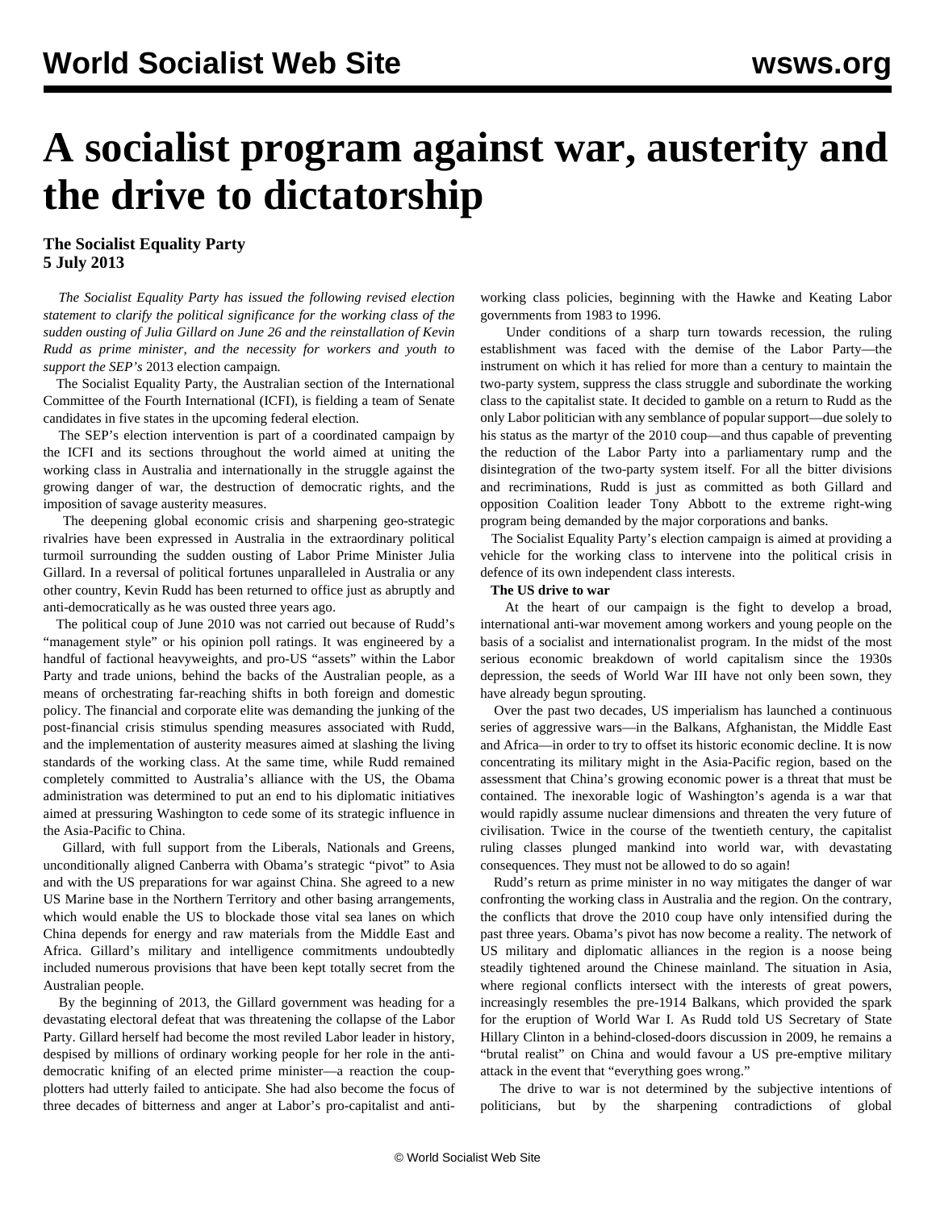# A socialist program against war, austerity and the drive to dictatorship

**The Socialist Equality Party**
**5 July 2013**

*The Socialist Equality Party has issued the following revised election statement to clarify the political significance for the working class of the sudden ousting of Julia Gillard on June 26 and the reinstallation of Kevin Rudd as prime minister, and the necessity for workers and youth to support the SEP's 2013 election campaign.*

The Socialist Equality Party, the Australian section of the International Committee of the Fourth International (ICFI), is fielding a team of Senate candidates in five states in the upcoming federal election.

The SEP's election intervention is part of a coordinated campaign by the ICFI and its sections throughout the world aimed at uniting the working class in Australia and internationally in the struggle against the growing danger of war, the destruction of democratic rights, and the imposition of savage austerity measures.

The deepening global economic crisis and sharpening geo-strategic rivalries have been expressed in Australia in the extraordinary political turmoil surrounding the sudden ousting of Labor Prime Minister Julia Gillard. In a reversal of political fortunes unparalleled in Australia or any other country, Kevin Rudd has been returned to office just as abruptly and anti-democratically as he was ousted three years ago.

The political coup of June 2010 was not carried out because of Rudd's "management style" or his opinion poll ratings. It was engineered by a handful of factional heavyweights, and pro-US "assets" within the Labor Party and trade unions, behind the backs of the Australian people, as a means of orchestrating far-reaching shifts in both foreign and domestic policy. The financial and corporate elite was demanding the junking of the post-financial crisis stimulus spending measures associated with Rudd, and the implementation of austerity measures aimed at slashing the living standards of the working class. At the same time, while Rudd remained completely committed to Australia's alliance with the US, the Obama administration was determined to put an end to his diplomatic initiatives aimed at pressuring Washington to cede some of its strategic influence in the Asia-Pacific to China.

Gillard, with full support from the Liberals, Nationals and Greens, unconditionally aligned Canberra with Obama's strategic "pivot" to Asia and with the US preparations for war against China. She agreed to a new US Marine base in the Northern Territory and other basing arrangements, which would enable the US to blockade those vital sea lanes on which China depends for energy and raw materials from the Middle East and Africa. Gillard's military and intelligence commitments undoubtedly included numerous provisions that have been kept totally secret from the Australian people.

By the beginning of 2013, the Gillard government was heading for a devastating electoral defeat that was threatening the collapse of the Labor Party. Gillard herself had become the most reviled Labor leader in history, despised by millions of ordinary working people for her role in the anti-democratic knifing of an elected prime minister—a reaction the coup-plotters had utterly failed to anticipate. She had also become the focus of three decades of bitterness and anger at Labor's pro-capitalist and anti-working class policies, beginning with the Hawke and Keating Labor governments from 1983 to 1996.

Under conditions of a sharp turn towards recession, the ruling establishment was faced with the demise of the Labor Party—the instrument on which it has relied for more than a century to maintain the two-party system, suppress the class struggle and subordinate the working class to the capitalist state. It decided to gamble on a return to Rudd as the only Labor politician with any semblance of popular support—due solely to his status as the martyr of the 2010 coup—and thus capable of preventing the reduction of the Labor Party into a parliamentary rump and the disintegration of the two-party system itself. For all the bitter divisions and recriminations, Rudd is just as committed as both Gillard and opposition Coalition leader Tony Abbott to the extreme right-wing program being demanded by the major corporations and banks.

The Socialist Equality Party's election campaign is aimed at providing a vehicle for the working class to intervene into the political crisis in defence of its own independent class interests.

**The US drive to war**

At the heart of our campaign is the fight to develop a broad, international anti-war movement among workers and young people on the basis of a socialist and internationalist program. In the midst of the most serious economic breakdown of world capitalism since the 1930s depression, the seeds of World War III have not only been sown, they have already begun sprouting.

Over the past two decades, US imperialism has launched a continuous series of aggressive wars—in the Balkans, Afghanistan, the Middle East and Africa—in order to try to offset its historic economic decline. It is now concentrating its military might in the Asia-Pacific region, based on the assessment that China's growing economic power is a threat that must be contained. The inexorable logic of Washington's agenda is a war that would rapidly assume nuclear dimensions and threaten the very future of civilisation. Twice in the course of the twentieth century, the capitalist ruling classes plunged mankind into world war, with devastating consequences. They must not be allowed to do so again!

Rudd's return as prime minister in no way mitigates the danger of war confronting the working class in Australia and the region. On the contrary, the conflicts that drove the 2010 coup have only intensified during the past three years. Obama's pivot has now become a reality. The network of US military and diplomatic alliances in the region is a noose being steadily tightened around the Chinese mainland. The situation in Asia, where regional conflicts intersect with the interests of great powers, increasingly resembles the pre-1914 Balkans, which provided the spark for the eruption of World War I. As Rudd told US Secretary of State Hillary Clinton in a behind-closed-doors discussion in 2009, he remains a "brutal realist" on China and would favour a US pre-emptive military attack in the event that "everything goes wrong."

The drive to war is not determined by the subjective intentions of politicians, but by the sharpening contradictions of global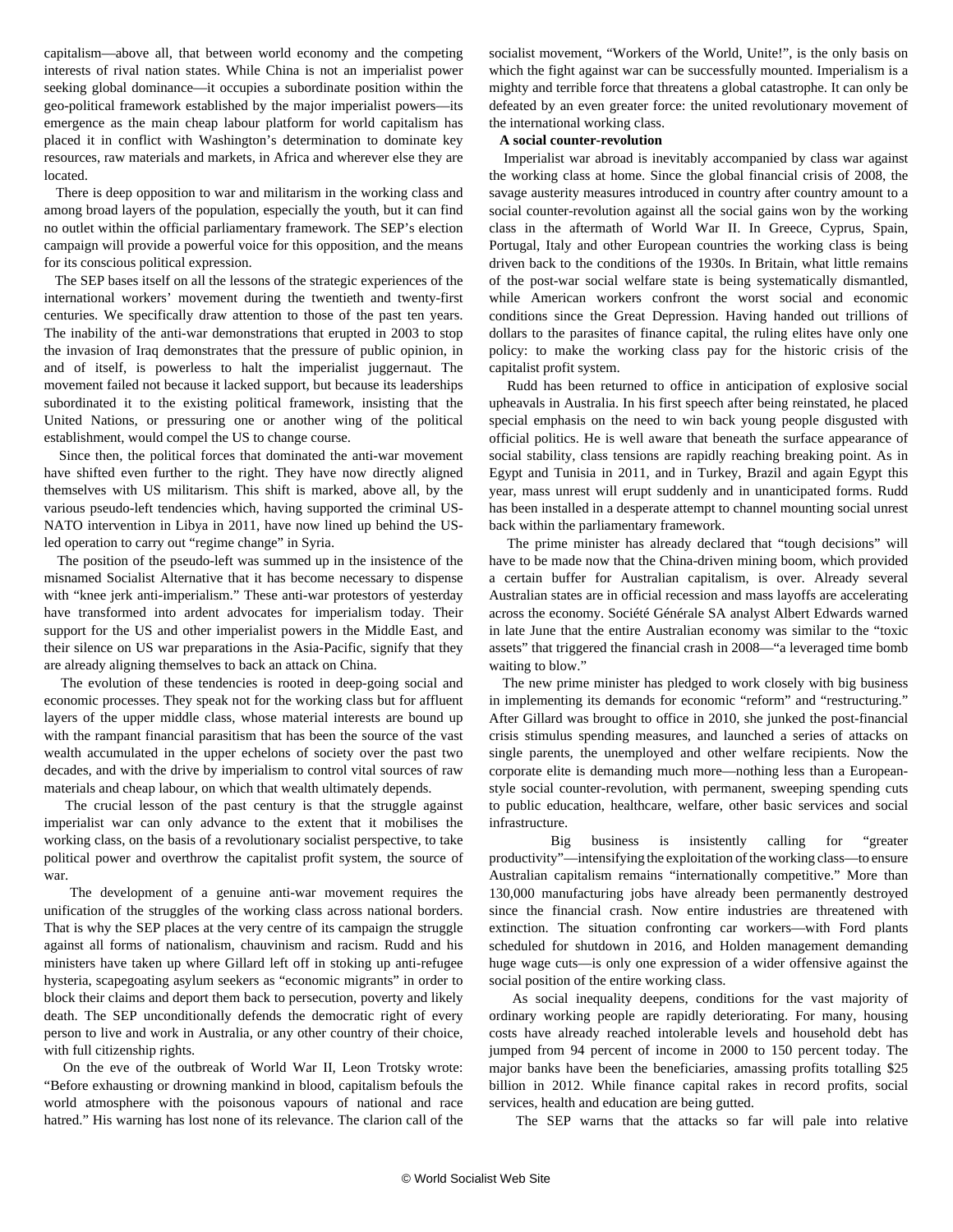capitalism—above all, that between world economy and the competing interests of rival nation states. While China is not an imperialist power seeking global dominance—it occupies a subordinate position within the geo-political framework established by the major imperialist powers—its emergence as the main cheap labour platform for world capitalism has placed it in conflict with Washington's determination to dominate key resources, raw materials and markets, in Africa and wherever else they are located.

There is deep opposition to war and militarism in the working class and among broad layers of the population, especially the youth, but it can find no outlet within the official parliamentary framework. The SEP's election campaign will provide a powerful voice for this opposition, and the means for its conscious political expression.

The SEP bases itself on all the lessons of the strategic experiences of the international workers' movement during the twentieth and twenty-first centuries. We specifically draw attention to those of the past ten years. The inability of the anti-war demonstrations that erupted in 2003 to stop the invasion of Iraq demonstrates that the pressure of public opinion, in and of itself, is powerless to halt the imperialist juggernaut. The movement failed not because it lacked support, but because its leaderships subordinated it to the existing political framework, insisting that the United Nations, or pressuring one or another wing of the political establishment, would compel the US to change course.

Since then, the political forces that dominated the anti-war movement have shifted even further to the right. They have now directly aligned themselves with US militarism. This shift is marked, above all, by the various pseudo-left tendencies which, having supported the criminal US-NATO intervention in Libya in 2011, have now lined up behind the US-led operation to carry out "regime change" in Syria.

The position of the pseudo-left was summed up in the insistence of the misnamed Socialist Alternative that it has become necessary to dispense with "knee jerk anti-imperialism." These anti-war protestors of yesterday have transformed into ardent advocates for imperialism today. Their support for the US and other imperialist powers in the Middle East, and their silence on US war preparations in the Asia-Pacific, signify that they are already aligning themselves to back an attack on China.

The evolution of these tendencies is rooted in deep-going social and economic processes. They speak not for the working class but for affluent layers of the upper middle class, whose material interests are bound up with the rampant financial parasitism that has been the source of the vast wealth accumulated in the upper echelons of society over the past two decades, and with the drive by imperialism to control vital sources of raw materials and cheap labour, on which that wealth ultimately depends.

The crucial lesson of the past century is that the struggle against imperialist war can only advance to the extent that it mobilises the working class, on the basis of a revolutionary socialist perspective, to take political power and overthrow the capitalist profit system, the source of war.

The development of a genuine anti-war movement requires the unification of the struggles of the working class across national borders. That is why the SEP places at the very centre of its campaign the struggle against all forms of nationalism, chauvinism and racism. Rudd and his ministers have taken up where Gillard left off in stoking up anti-refugee hysteria, scapegoating asylum seekers as "economic migrants" in order to block their claims and deport them back to persecution, poverty and likely death. The SEP unconditionally defends the democratic right of every person to live and work in Australia, or any other country of their choice, with full citizenship rights.

On the eve of the outbreak of World War II, Leon Trotsky wrote: "Before exhausting or drowning mankind in blood, capitalism befouls the world atmosphere with the poisonous vapours of national and race hatred." His warning has lost none of its relevance. The clarion call of the socialist movement, "Workers of the World, Unite!", is the only basis on which the fight against war can be successfully mounted. Imperialism is a mighty and terrible force that threatens a global catastrophe. It can only be defeated by an even greater force: the united revolutionary movement of the international working class.

**A social counter-revolution**

Imperialist war abroad is inevitably accompanied by class war against the working class at home. Since the global financial crisis of 2008, the savage austerity measures introduced in country after country amount to a social counter-revolution against all the social gains won by the working class in the aftermath of World War II. In Greece, Cyprus, Spain, Portugal, Italy and other European countries the working class is being driven back to the conditions of the 1930s. In Britain, what little remains of the post-war social welfare state is being systematically dismantled, while American workers confront the worst social and economic conditions since the Great Depression. Having handed out trillions of dollars to the parasites of finance capital, the ruling elites have only one policy: to make the working class pay for the historic crisis of the capitalist profit system.

Rudd has been returned to office in anticipation of explosive social upheavals in Australia. In his first speech after being reinstated, he placed special emphasis on the need to win back young people disgusted with official politics. He is well aware that beneath the surface appearance of social stability, class tensions are rapidly reaching breaking point. As in Egypt and Tunisia in 2011, and in Turkey, Brazil and again Egypt this year, mass unrest will erupt suddenly and in unanticipated forms. Rudd has been installed in a desperate attempt to channel mounting social unrest back within the parliamentary framework.

The prime minister has already declared that "tough decisions" will have to be made now that the China-driven mining boom, which provided a certain buffer for Australian capitalism, is over. Already several Australian states are in official recession and mass layoffs are accelerating across the economy. Société Générale SA analyst Albert Edwards warned in late June that the entire Australian economy was similar to the "toxic assets" that triggered the financial crash in 2008—"a leveraged time bomb waiting to blow."

The new prime minister has pledged to work closely with big business in implementing its demands for economic "reform" and "restructuring." After Gillard was brought to office in 2010, she junked the post-financial crisis stimulus spending measures, and launched a series of attacks on single parents, the unemployed and other welfare recipients. Now the corporate elite is demanding much more—nothing less than a European-style social counter-revolution, with permanent, sweeping spending cuts to public education, healthcare, welfare, other basic services and social infrastructure.

Big business is insistently calling for "greater productivity"—intensifying the exploitation of the working class—to ensure Australian capitalism remains "internationally competitive." More than 130,000 manufacturing jobs have already been permanently destroyed since the financial crash. Now entire industries are threatened with extinction. The situation confronting car workers—with Ford plants scheduled for shutdown in 2016, and Holden management demanding huge wage cuts—is only one expression of a wider offensive against the social position of the entire working class.

As social inequality deepens, conditions for the vast majority of ordinary working people are rapidly deteriorating. For many, housing costs have already reached intolerable levels and household debt has jumped from 94 percent of income in 2000 to 150 percent today. The major banks have been the beneficiaries, amassing profits totalling $25 billion in 2012. While finance capital rakes in record profits, social services, health and education are being gutted.

The SEP warns that the attacks so far will pale into relative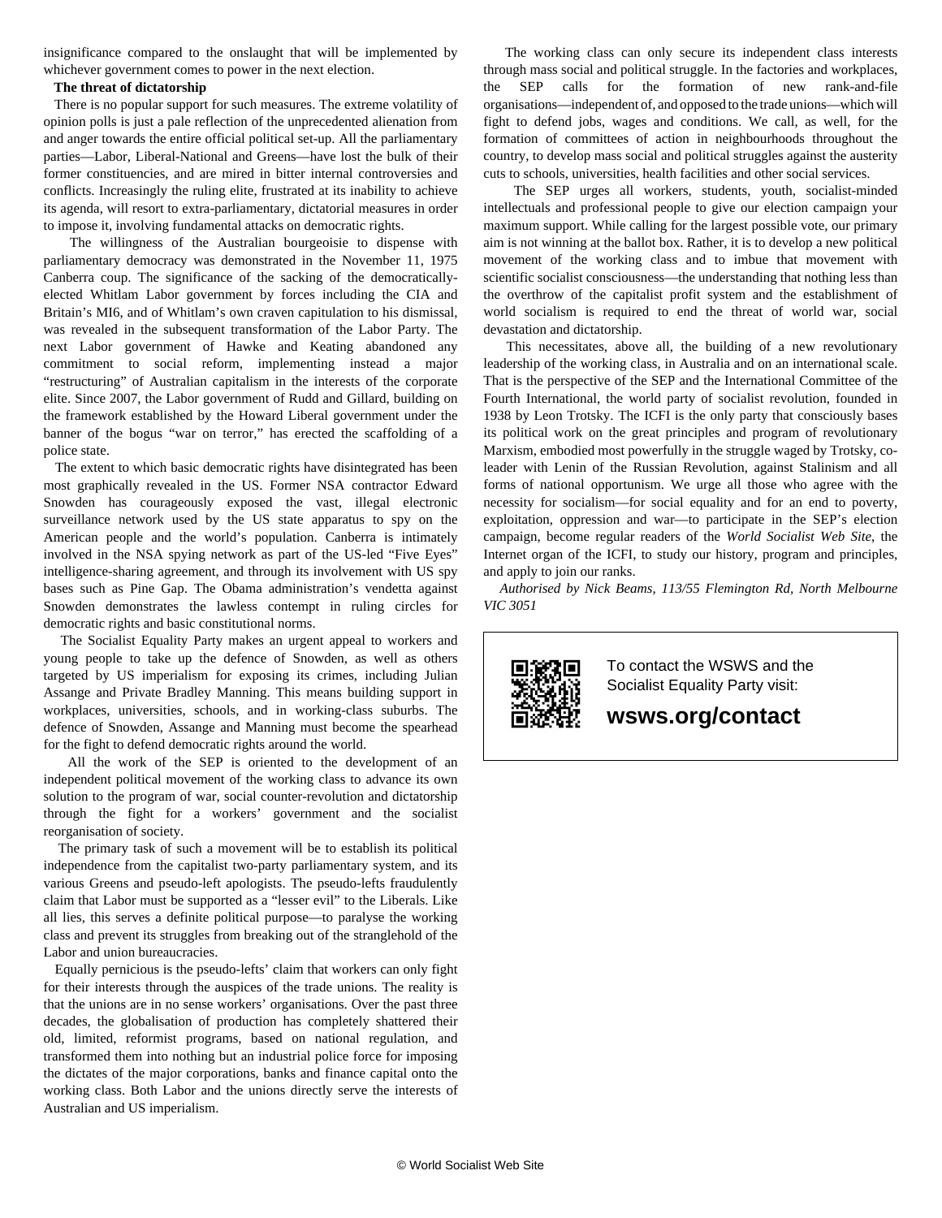insignificance compared to the onslaught that will be implemented by whichever government comes to power in the next election.

**The threat of dictatorship**

There is no popular support for such measures. The extreme volatility of opinion polls is just a pale reflection of the unprecedented alienation from and anger towards the entire official political set-up. All the parliamentary parties—Labor, Liberal-National and Greens—have lost the bulk of their former constituencies, and are mired in bitter internal controversies and conflicts. Increasingly the ruling elite, frustrated at its inability to achieve its agenda, will resort to extra-parliamentary, dictatorial measures in order to impose it, involving fundamental attacks on democratic rights.

The willingness of the Australian bourgeoisie to dispense with parliamentary democracy was demonstrated in the November 11, 1975 Canberra coup. The significance of the sacking of the democratically-elected Whitlam Labor government by forces including the CIA and Britain's MI6, and of Whitlam's own craven capitulation to his dismissal, was revealed in the subsequent transformation of the Labor Party. The next Labor government of Hawke and Keating abandoned any commitment to social reform, implementing instead a major "restructuring" of Australian capitalism in the interests of the corporate elite. Since 2007, the Labor government of Rudd and Gillard, building on the framework established by the Howard Liberal government under the banner of the bogus "war on terror," has erected the scaffolding of a police state.

The extent to which basic democratic rights have disintegrated has been most graphically revealed in the US. Former NSA contractor Edward Snowden has courageously exposed the vast, illegal electronic surveillance network used by the US state apparatus to spy on the American people and the world's population. Canberra is intimately involved in the NSA spying network as part of the US-led "Five Eyes" intelligence-sharing agreement, and through its involvement with US spy bases such as Pine Gap. The Obama administration's vendetta against Snowden demonstrates the lawless contempt in ruling circles for democratic rights and basic constitutional norms.

The Socialist Equality Party makes an urgent appeal to workers and young people to take up the defence of Snowden, as well as others targeted by US imperialism for exposing its crimes, including Julian Assange and Private Bradley Manning. This means building support in workplaces, universities, schools, and in working-class suburbs. The defence of Snowden, Assange and Manning must become the spearhead for the fight to defend democratic rights around the world.

All the work of the SEP is oriented to the development of an independent political movement of the working class to advance its own solution to the program of war, social counter-revolution and dictatorship through the fight for a workers' government and the socialist reorganisation of society.

The primary task of such a movement will be to establish its political independence from the capitalist two-party parliamentary system, and its various Greens and pseudo-left apologists. The pseudo-lefts fraudulently claim that Labor must be supported as a "lesser evil" to the Liberals. Like all lies, this serves a definite political purpose—to paralyse the working class and prevent its struggles from breaking out of the stranglehold of the Labor and union bureaucracies.

Equally pernicious is the pseudo-lefts' claim that workers can only fight for their interests through the auspices of the trade unions. The reality is that the unions are in no sense workers' organisations. Over the past three decades, the globalisation of production has completely shattered their old, limited, reformist programs, based on national regulation, and transformed them into nothing but an industrial police force for imposing the dictates of the major corporations, banks and finance capital onto the working class. Both Labor and the unions directly serve the interests of Australian and US imperialism.

The working class can only secure its independent class interests through mass social and political struggle. In the factories and workplaces, the SEP calls for the formation of new rank-and-file organisations—independent of, and opposed to the trade unions—which will fight to defend jobs, wages and conditions. We call, as well, for the formation of committees of action in neighbourhoods throughout the country, to develop mass social and political struggles against the austerity cuts to schools, universities, health facilities and other social services.

The SEP urges all workers, students, youth, socialist-minded intellectuals and professional people to give our election campaign your maximum support. While calling for the largest possible vote, our primary aim is not winning at the ballot box. Rather, it is to develop a new political movement of the working class and to imbue that movement with scientific socialist consciousness—the understanding that nothing less than the overthrow of the capitalist profit system and the establishment of world socialism is required to end the threat of world war, social devastation and dictatorship.

This necessitates, above all, the building of a new revolutionary leadership of the working class, in Australia and on an international scale. That is the perspective of the SEP and the International Committee of the Fourth International, the world party of socialist revolution, founded in 1938 by Leon Trotsky. The ICFI is the only party that consciously bases its political work on the great principles and program of revolutionary Marxism, embodied most powerfully in the struggle waged by Trotsky, co-leader with Lenin of the Russian Revolution, against Stalinism and all forms of national opportunism. We urge all those who agree with the necessity for socialism—for social equality and for an end to poverty, exploitation, oppression and war—to participate in the SEP's election campaign, become regular readers of the *World Socialist Web Site*, the Internet organ of the ICFI, to study our history, program and principles, and apply to join our ranks.

*Authorised by Nick Beams, 113/55 Flemington Rd, North Melbourne VIC 3051*

To contact the WSWS and the Socialist Equality Party visit:

**wsws.org/contact**